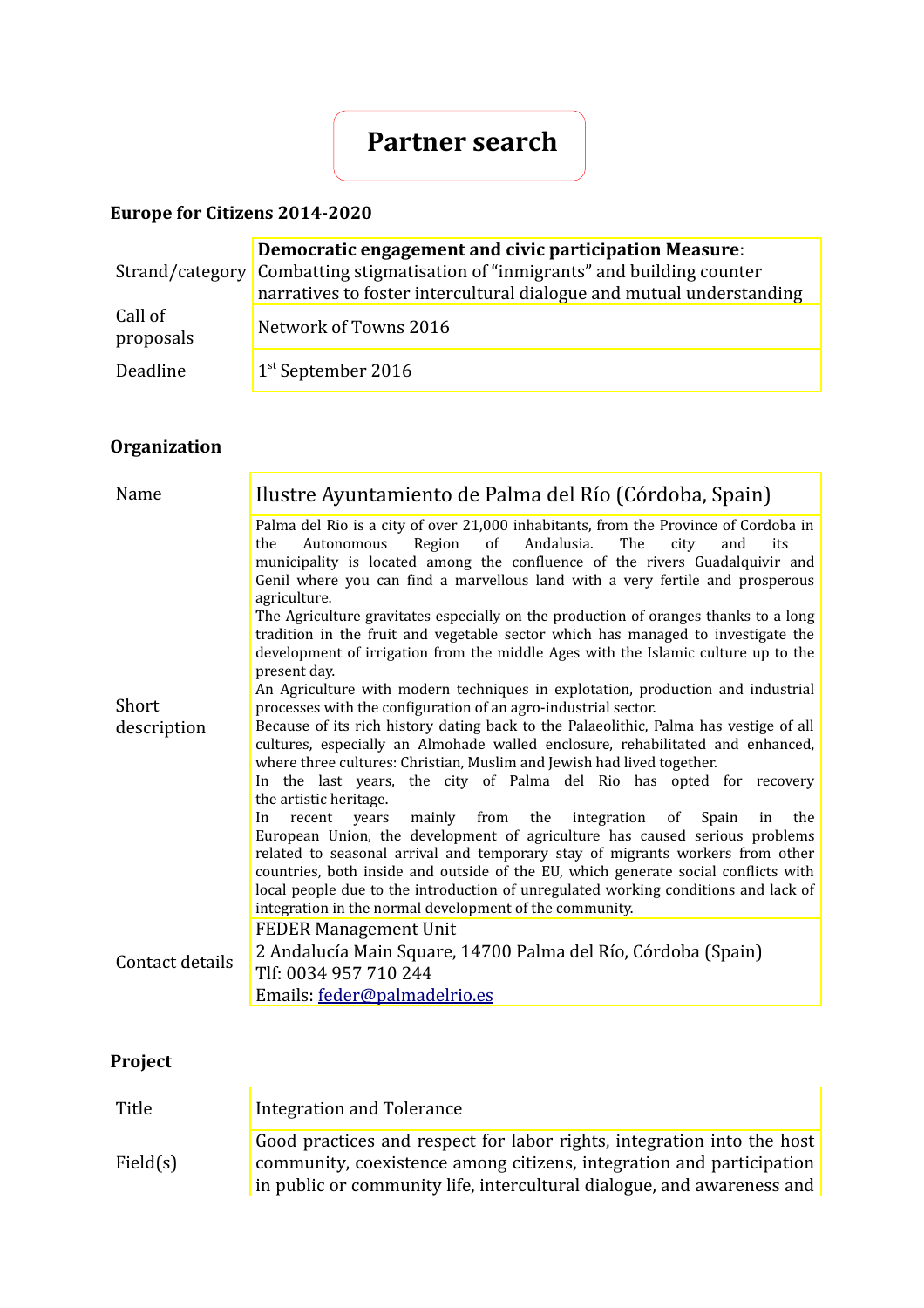# Partner search

**Europe for Citizens 2014-2020**

| | |
|---|---|
| Strand/category | **Democratic engagement and civic participation Measure**: Combatting stigmatisation of “inmigrants” and building counter narratives to foster intercultural dialogue and mutual understanding |
| Call of proposals | Network of Towns 2016 |
| Deadline | 1st September 2016 |

**Organization**

| | |
|---|---|
| Name | Ilustre Ayuntamiento de Palma del Río (Córdoba, Spain) |
| Short description | Palma del Rio is a city of over 21,000 inhabitants, from the Province of Cordoba in the Autonomous Region of Andalusia. The city and its municipality is located among the confluence of the rivers Guadalquivir and Genil where you can find a marvellous land with a very fertile and prosperous agriculture.<br>The Agriculture gravitates especially on the production of oranges thanks to a long tradition in the fruit and vegetable sector which has managed to investigate the development of irrigation from the middle Ages with the Islamic culture up to the present day.<br>An Agriculture with modern techniques in explotation, production and industrial processes with the configuration of an agro-industrial sector.<br>Because of its rich history dating back to the Palaeolithic, Palma has vestige of all cultures, especially an Almohade walled enclosure, rehabilitated and enhanced, where three cultures: Christian, Muslim and Jewish had lived together.<br>In the last years, the city of Palma del Rio has opted for recovery the artistic heritage.<br>In recent years mainly from the integration of Spain in the European Union, the development of agriculture has caused serious problems related to seasonal arrival and temporary stay of migrants workers from other countries, both inside and outside of the EU, which generate social conflicts with local people due to the introduction of unregulated working conditions and lack of integration in the normal development of the community. |
| Contact details | FEDER Management Unit<br>2 Andalucía Main Square, 14700 Palma del Río, Córdoba (Spain)<br>Tlf: 0034 957 710 244<br>Emails: feder@palmadelrio.es |

**Project**

| | |
|---|---|
| Title | Integration and Tolerance |
| Field(s) | Good practices and respect for labor rights, integration into the host community, coexistence among citizens, integration and participation in public or community life, intercultural dialogue, and awareness and |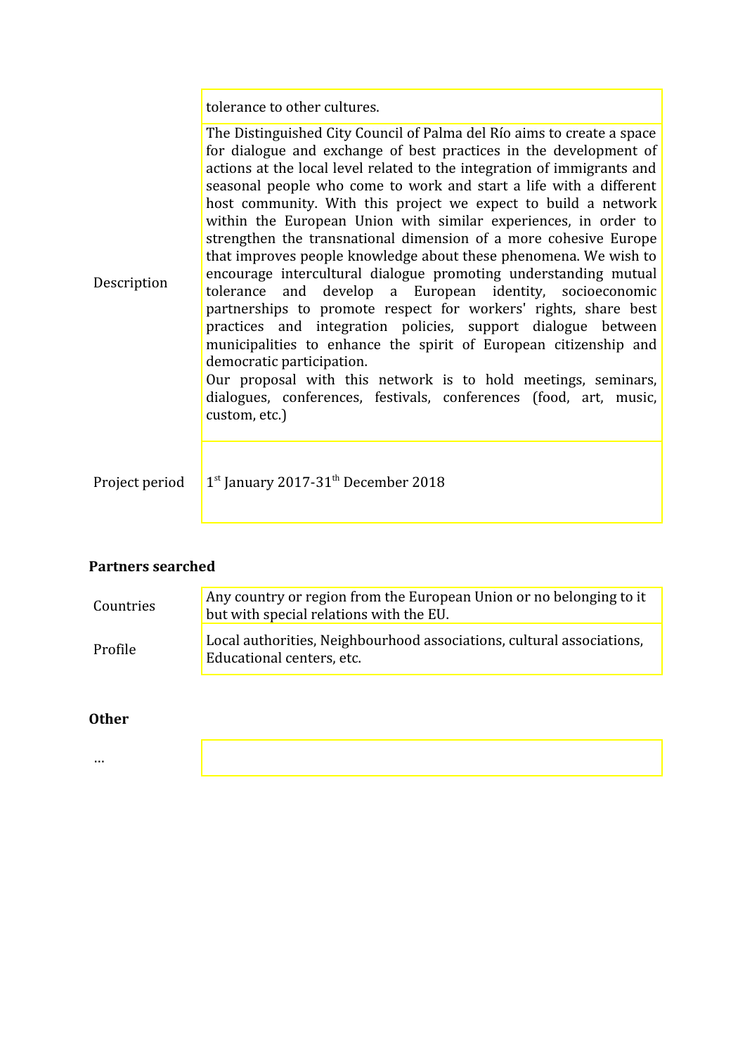| | |
|---|---|
| | tolerance to other cultures. |
| Description | The Distinguished City Council of Palma del Río aims to create a space for dialogue and exchange of best practices in the development of actions at the local level related to the integration of immigrants and seasonal people who come to work and start a life with a different host community. With this project we expect to build a network within the European Union with similar experiences, in order to strengthen the transnational dimension of a more cohesive Europe that improves people knowledge about these phenomena. We wish to encourage intercultural dialogue promoting understanding mutual tolerance and develop a European identity, socioeconomic partnerships to promote respect for workers' rights, share best practices and integration policies, support dialogue between municipalities to enhance the spirit of European citizenship and democratic participation.<br>Our proposal with this network is to hold meetings, seminars, dialogues, conferences, festivals, conferences (food, art, music, custom, etc.) |
| Project period | 1st January 2017-31th December 2018 |

**Partners searched**

| | |
|---|---|
| Countries | Any country or region from the European Union or no belonging to it but with special relations with the EU. |
| Profile | Local authorities, Neighbourhood associations, cultural associations, Educational centers, etc. |

**Other**

| | |
|---|---|
| ... | |